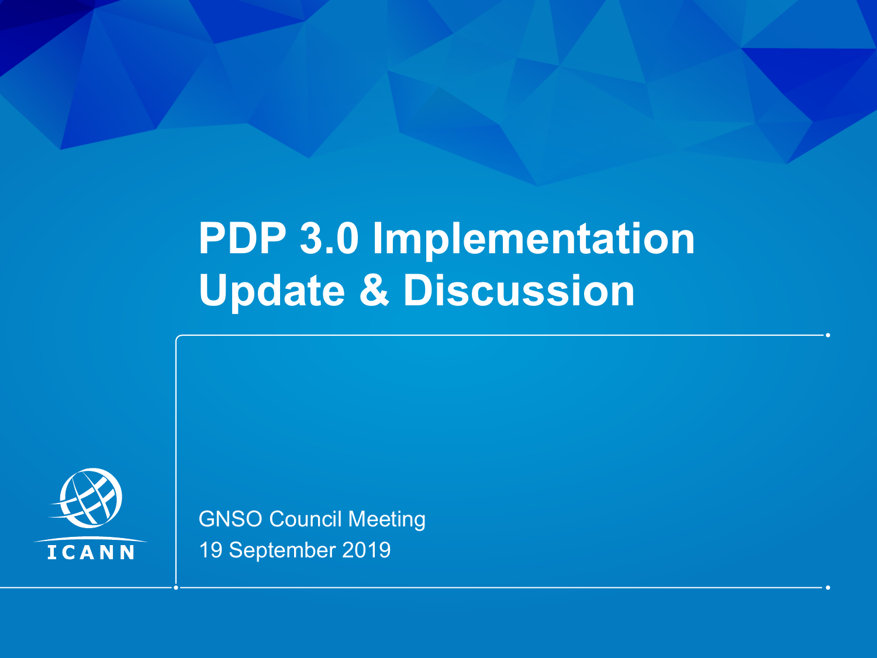# PDP 3.0 Implementation Update & Discussion

GNSO Council Meeting
19 September 2019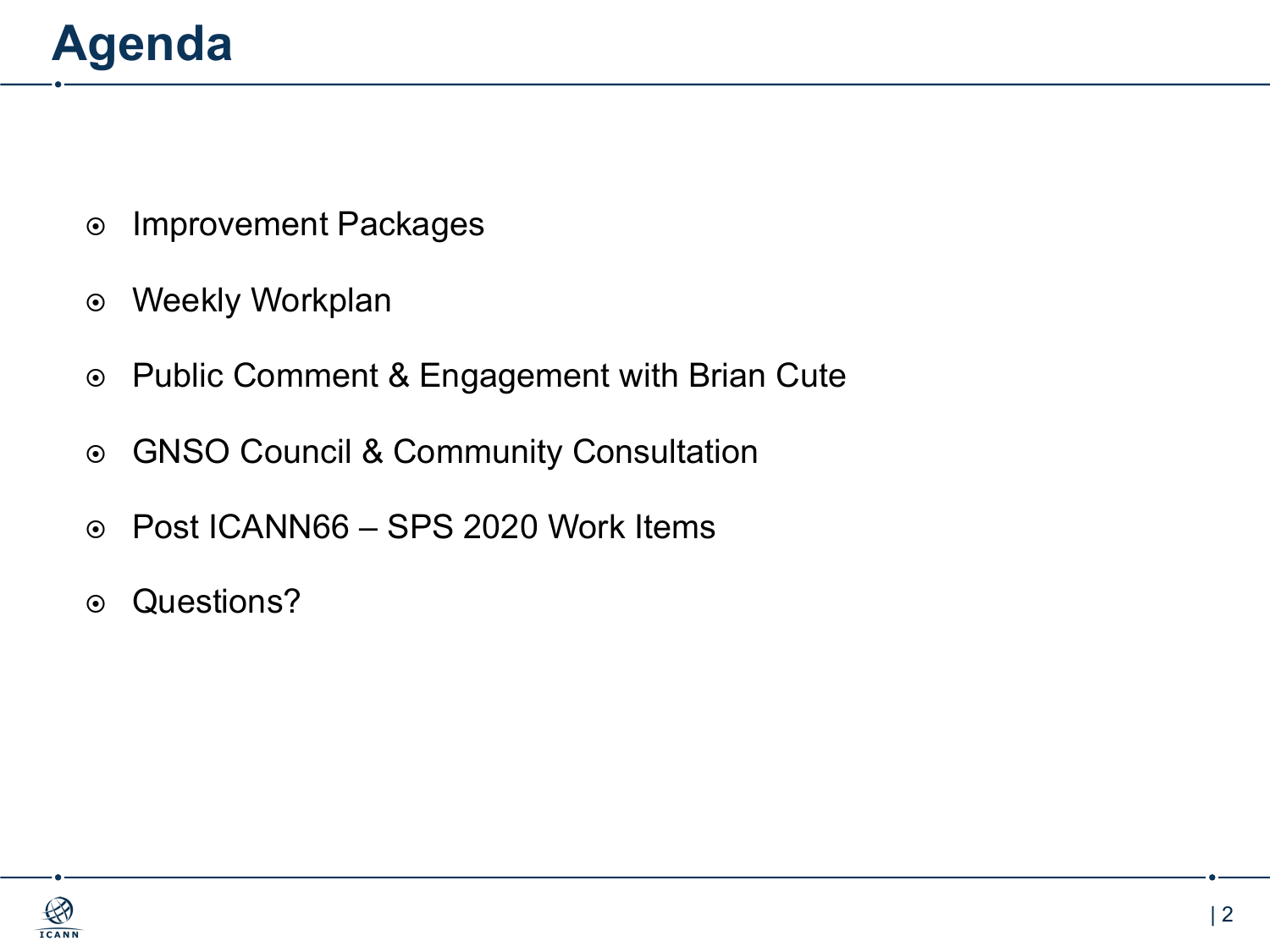# Agenda

- Improvement Packages
- Weekly Workplan
- Public Comment & Engagement with Brian Cute
- GNSO Council & Community Consultation
- Post ICANN66 – SPS 2020 Work Items
- Questions?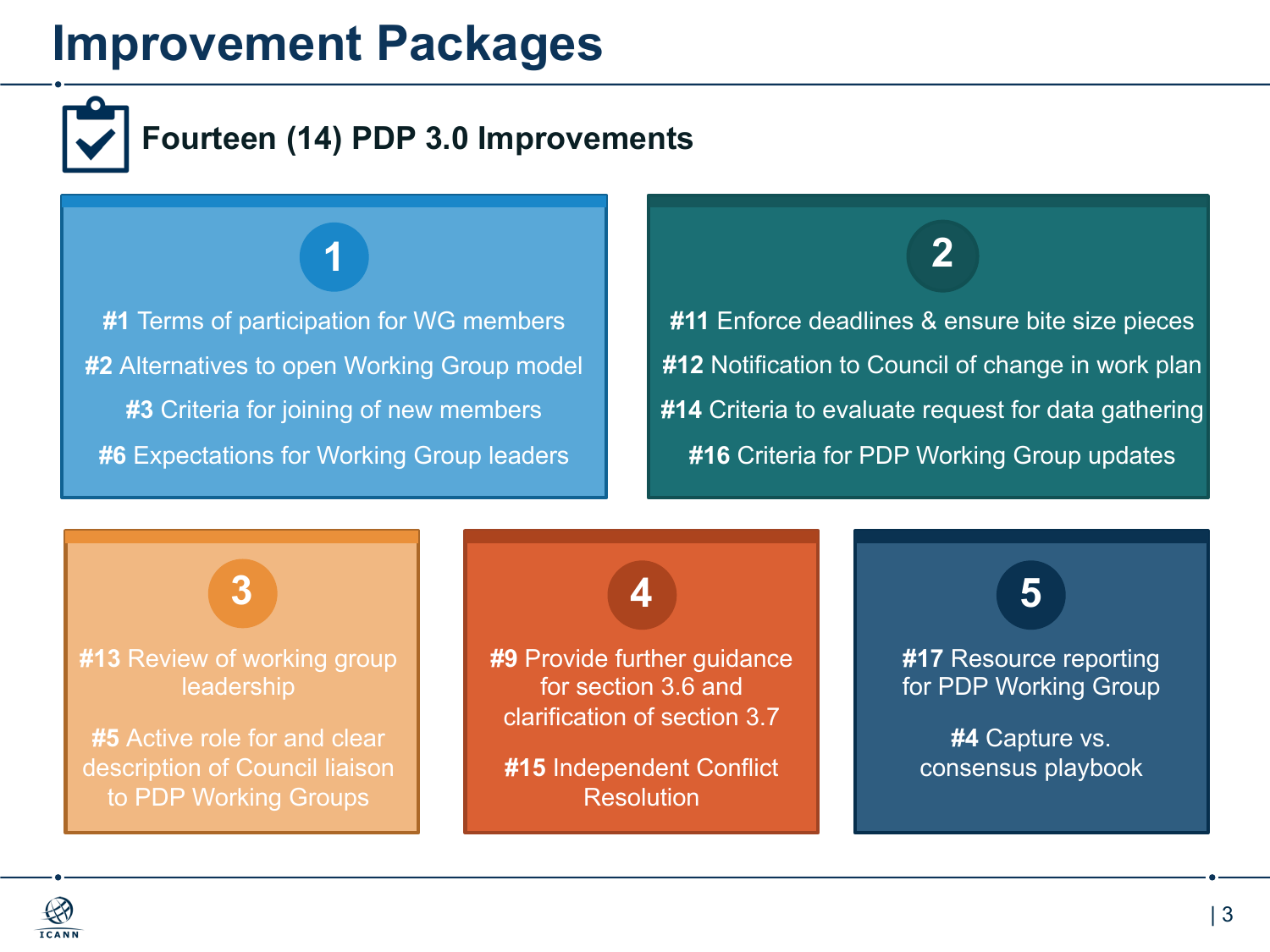# Improvement Packages

## Fourteen (14) PDP 3.0 Improvements

### 1

**#1** Terms of participation for WG members

**#2** Alternatives to open Working Group model

**#3** Criteria for joining of new members

**#6** Expectations for Working Group leaders

### 2

**#11** Enforce deadlines & ensure bite size pieces

**#12** Notification to Council of change in work plan

**#14** Criteria to evaluate request for data gathering

**#16** Criteria for PDP Working Group updates

### 3

**#13** Review of working group leadership

**#5** Active role for and clear description of Council liaison to PDP Working Groups

### 4

**#9** Provide further guidance for section 3.6 and clarification of section 3.7

**#15** Independent Conflict Resolution

### 5

**#17** Resource reporting for PDP Working Group

**#4** Capture vs. consensus playbook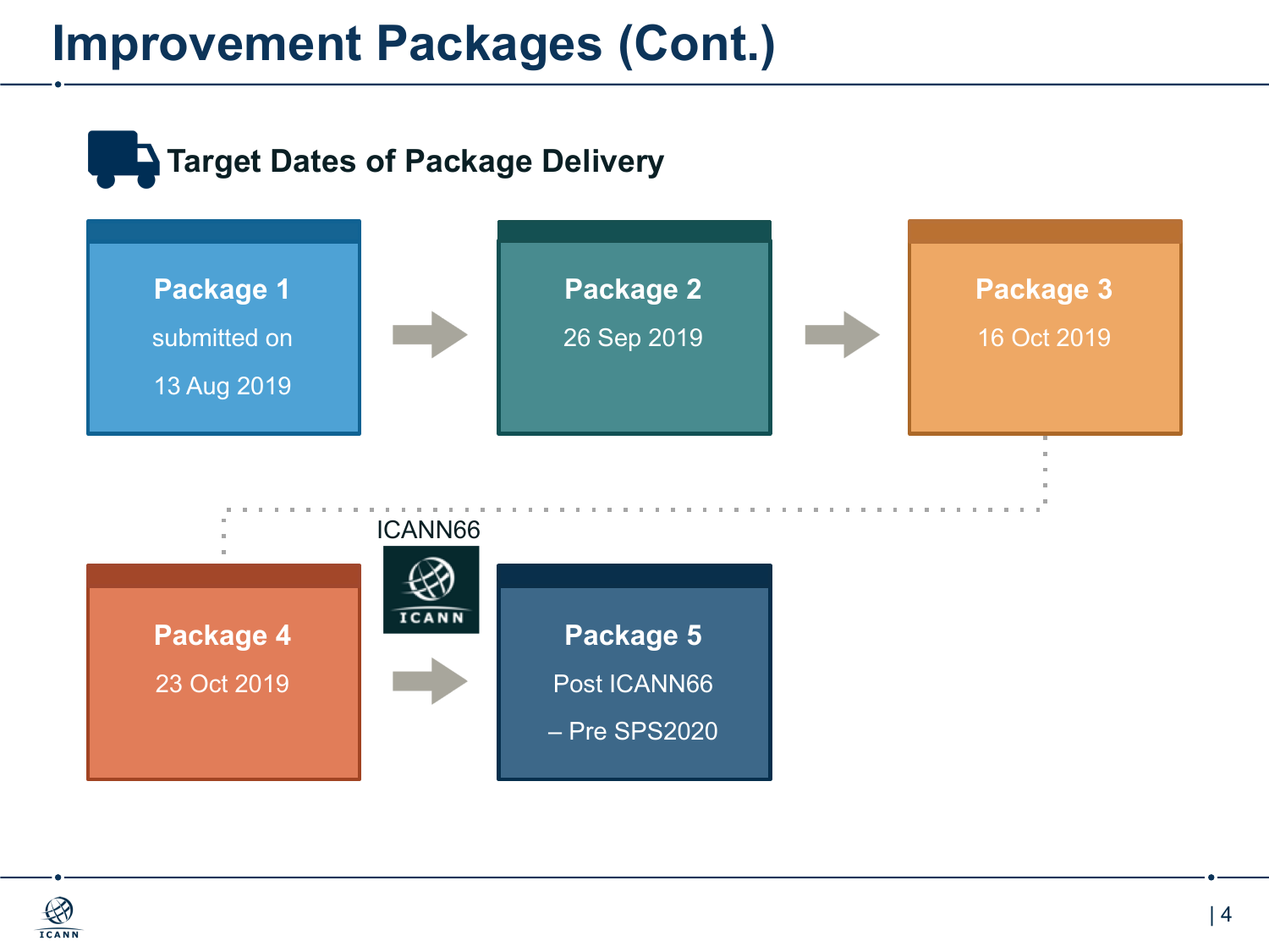# Improvement Packages (Cont.)

## Target Dates of Package Delivery

**Package 1**
submitted on
13 Aug 2019

**Package 2**
26 Sep 2019

**Package 3**
16 Oct 2019

**Package 4**
23 Oct 2019

ICANN66

**Package 5**
Post ICANN66
– Pre SPS2020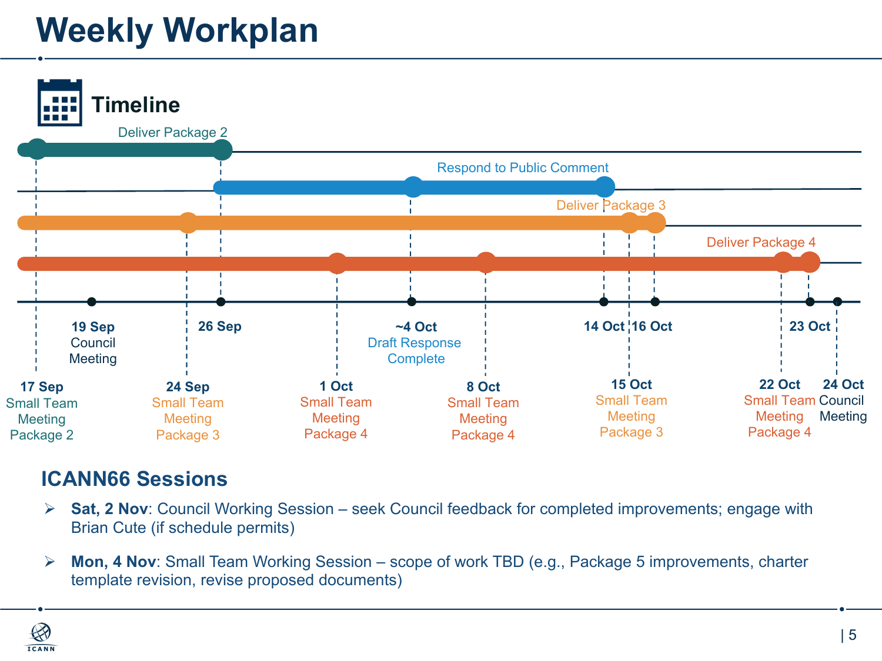# Weekly Workplan

## Timeline

**Deliver Package 2**

**Respond to Public Comment**

**Deliver Package 3**

**Deliver Package 4**

- **17 Sep** Small Team Meeting Package 2
- **19 Sep** Council Meeting
- **24 Sep** Small Team Meeting Package 3
- **26 Sep**
- **1 Oct** Small Team Meeting Package 4
- **~4 Oct** Draft Response Complete
- **8 Oct** Small Team Meeting Package 4
- **14 Oct**
- **15 Oct** Small Team Meeting Package 3
- **16 Oct**
- **22 Oct** Small Team Meeting Package 4
- **23 Oct**
- **24 Oct** Council Meeting

## ICANN66 Sessions

- **Sat, 2 Nov**: Council Working Session – seek Council feedback for completed improvements; engage with Brian Cute (if schedule permits)
- **Mon, 4 Nov**: Small Team Working Session – scope of work TBD (e.g., Package 5 improvements, charter template revision, revise proposed documents)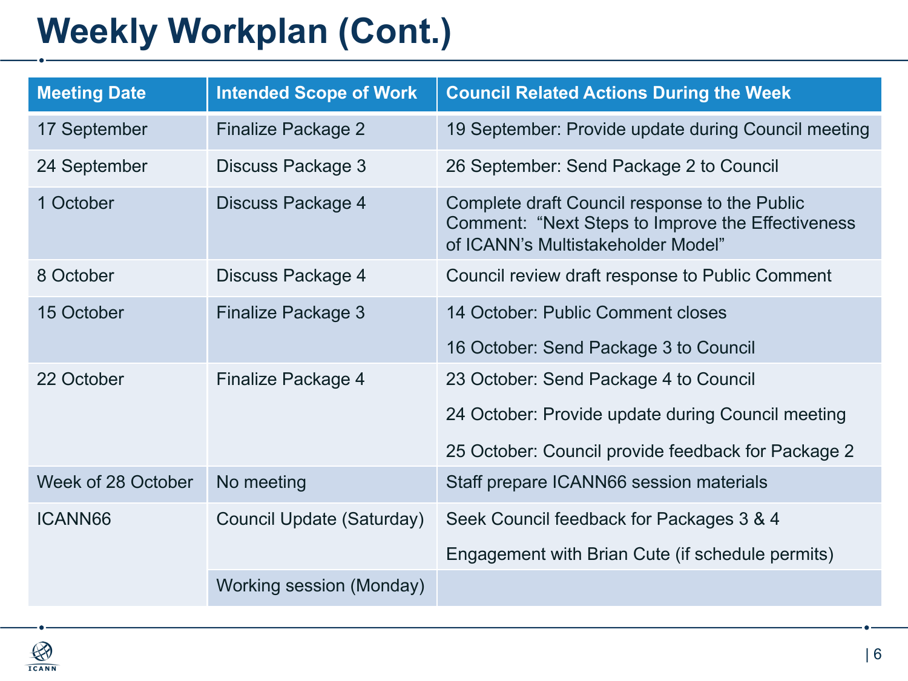# Weekly Workplan (Cont.)

| Meeting Date | Intended Scope of Work | Council Related Actions During the Week |
|---|---|---|
| 17 September | Finalize Package 2 | 19 September: Provide update during Council meeting |
| 24 September | Discuss Package 3 | 26 September: Send Package 2 to Council |
| 1 October | Discuss Package 4 | Complete draft Council response to the Public Comment: "Next Steps to Improve the Effectiveness of ICANN's Multistakeholder Model" |
| 8 October | Discuss Package 4 | Council review draft response to Public Comment |
| 15 October | Finalize Package 3 | 14 October: Public Comment closes<br>16 October: Send Package 3 to Council |
| 22 October | Finalize Package 4 | 23 October: Send Package 4 to Council<br>24 October: Provide update during Council meeting<br>25 October: Council provide feedback for Package 2 |
| Week of 28 October | No meeting | Staff prepare ICANN66 session materials |
| ICANN66 | Council Update (Saturday) | Seek Council feedback for Packages 3 & 4<br>Engagement with Brian Cute (if schedule permits) |
| | Working session (Monday) | |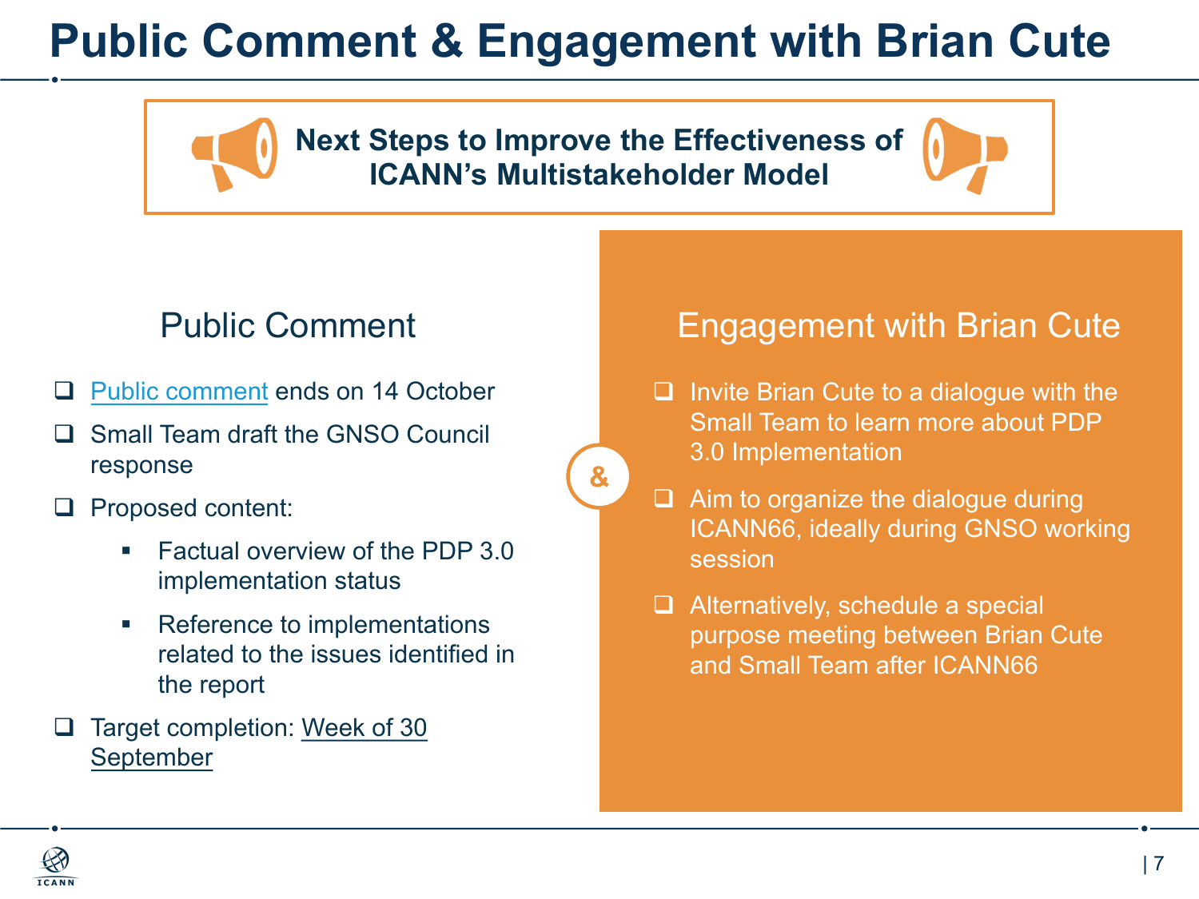# Public Comment & Engagement with Brian Cute

**Next Steps to Improve the Effectiveness of ICANN's Multistakeholder Model**

## Public Comment

- [Public comment](#) ends on 14 October
- Small Team draft the GNSO Council response
- Proposed content:
  - Factual overview of the PDP 3.0 implementation status
  - Reference to implementations related to the issues identified in the report
- Target completion: Week of 30 September

&

## Engagement with Brian Cute

- Invite Brian Cute to a dialogue with the Small Team to learn more about PDP 3.0 Implementation
- Aim to organize the dialogue during ICANN66, ideally during GNSO working session
- Alternatively, schedule a special purpose meeting between Brian Cute and Small Team after ICANN66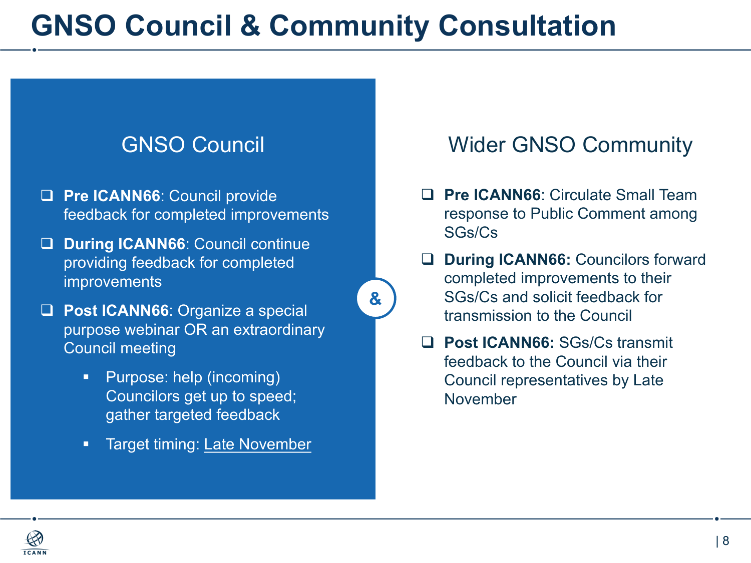# GNSO Council & Community Consultation

## GNSO Council

- **Pre ICANN66**: Council provide feedback for completed improvements
- **During ICANN66**: Council continue providing feedback for completed improvements
- **Post ICANN66**: Organize a special purpose webinar OR an extraordinary Council meeting
  - Purpose: help (incoming) Councilors get up to speed; gather targeted feedback
  - Target timing: Late November

&

## Wider GNSO Community

- **Pre ICANN66**: Circulate Small Team response to Public Comment among SGs/Cs
- **During ICANN66:** Councilors forward completed improvements to their SGs/Cs and solicit feedback for transmission to the Council
- **Post ICANN66:** SGs/Cs transmit feedback to the Council via their Council representatives by Late November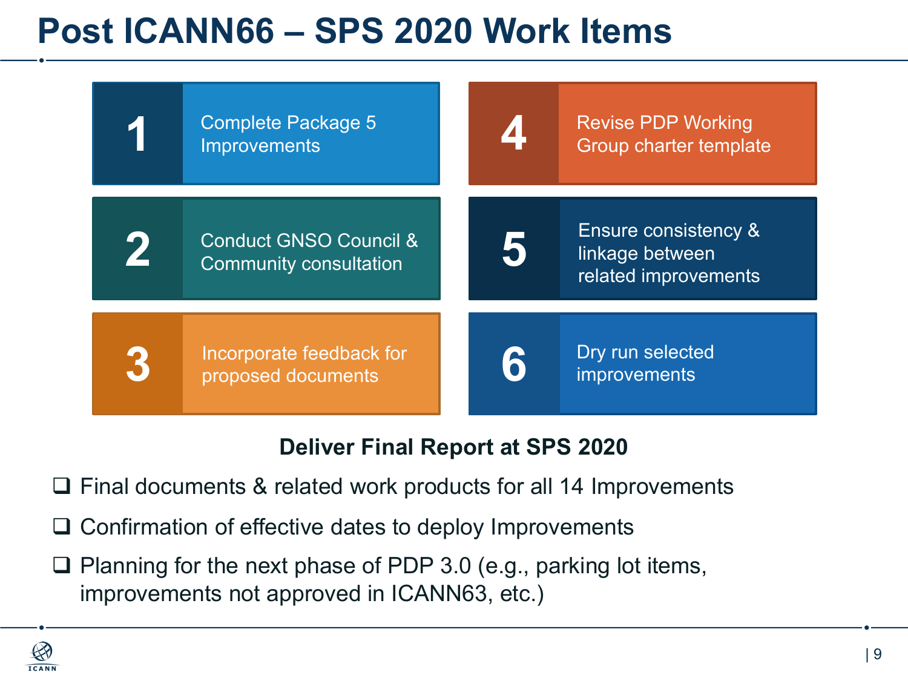# Post ICANN66 – SPS 2020 Work Items

1. Complete Package 5 Improvements
2. Conduct GNSO Council & Community consultation
3. Incorporate feedback for proposed documents
4. Revise PDP Working Group charter template
5. Ensure consistency & linkage between related improvements
6. Dry run selected improvements

**Deliver Final Report at SPS 2020**

- ❑ Final documents & related work products for all 14 Improvements
- ❑ Confirmation of effective dates to deploy Improvements
- ❑ Planning for the next phase of PDP 3.0 (e.g., parking lot items, improvements not approved in ICANN63, etc.)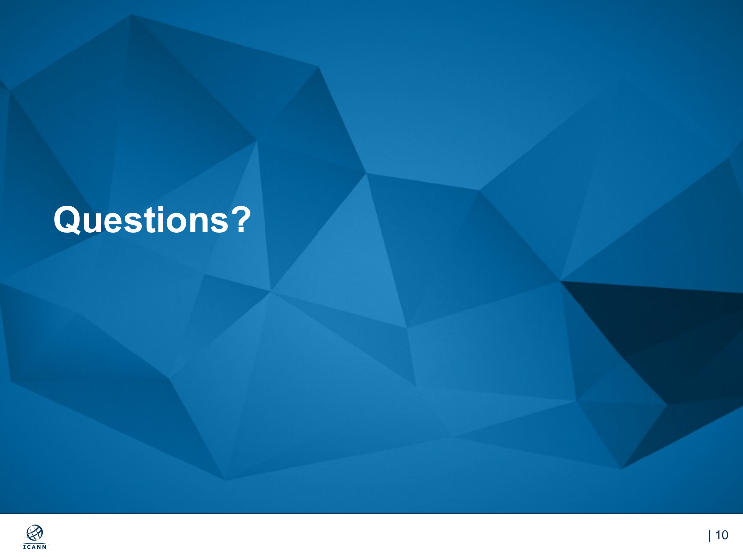# Questions?